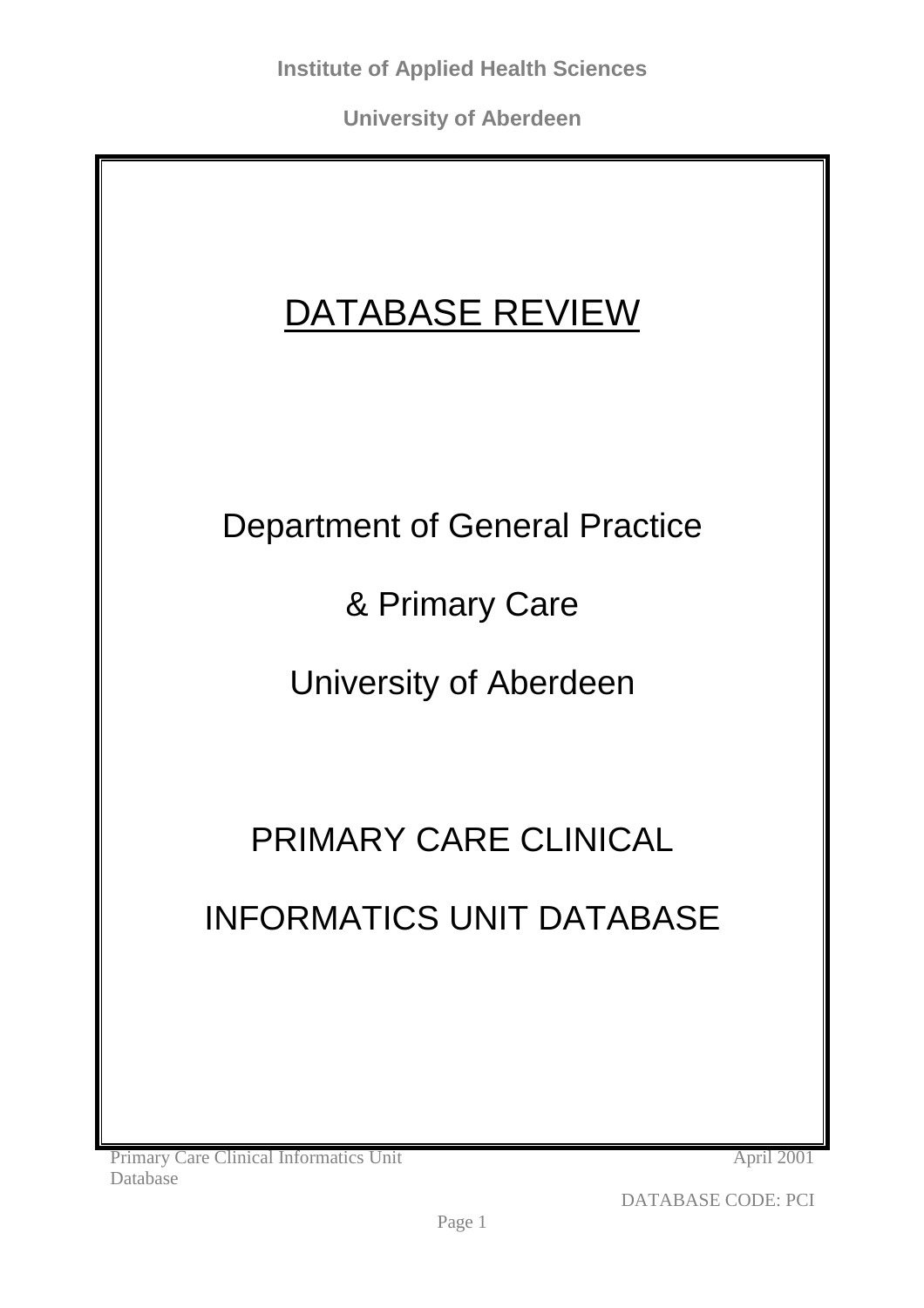**Institute of Applied Health Sciences**

**University of Aberdeen**

# DATABASE REVIEW

Department of General Practice

& Primary Care

University of Aberdeen

## PRIMARY CARE CLINICAL INFORMATICS UNIT DATABASE

Primary Care Clinical Informatics Unit Database

April 2001

DATABASE CODE: PCI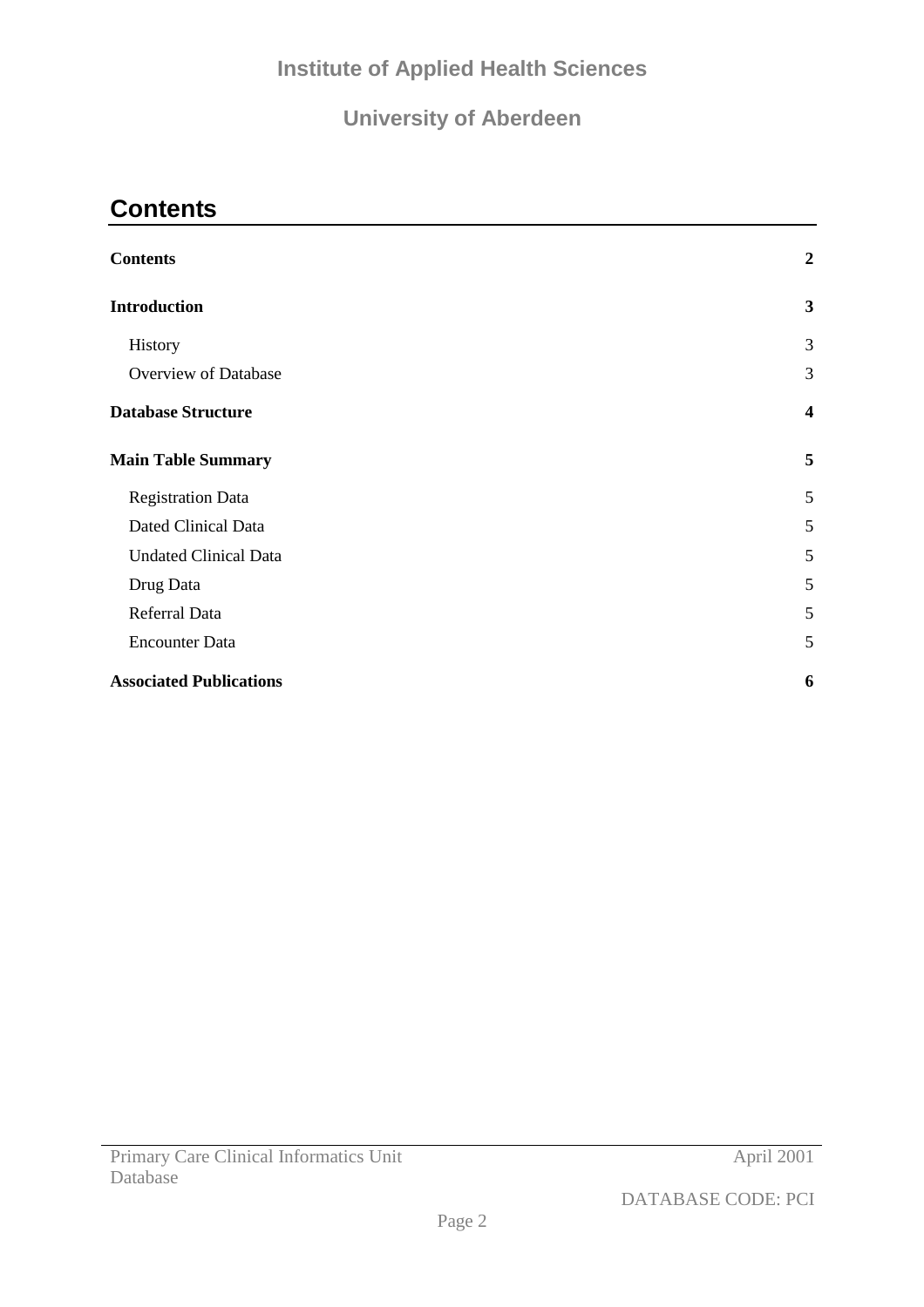# Contents

| | |
|---|---|
| **Contents** | **2** |
| **Introduction** | **3** |
| History | 3 |
| Overview of Database | 3 |
| **Database Structure** | **4** |
| **Main Table Summary** | **5** |
| Registration Data | 5 |
| Dated Clinical Data | 5 |
| Undated Clinical Data | 5 |
| Drug Data | 5 |
| Referral Data | 5 |
| Encounter Data | 5 |
| **Associated Publications** | **6** |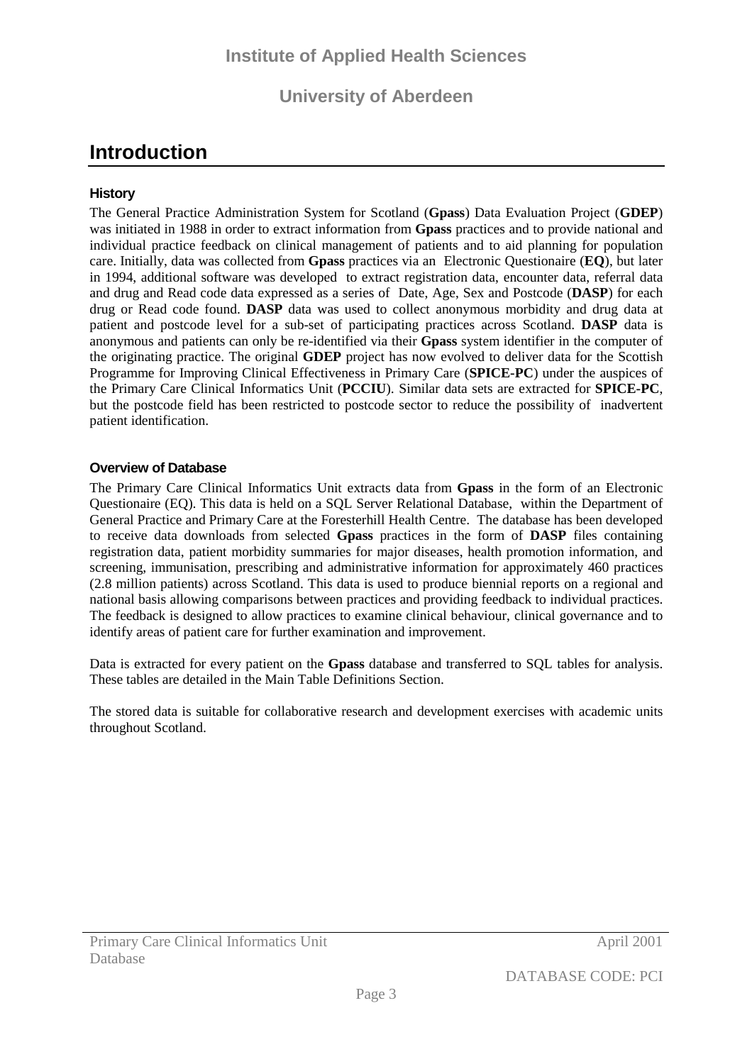# Introduction

### History

The General Practice Administration System for Scotland (**Gpass**) Data Evaluation Project (**GDEP**) was initiated in 1988 in order to extract information from **Gpass** practices and to provide national and individual practice feedback on clinical management of patients and to aid planning for population care. Initially, data was collected from **Gpass** practices via an Electronic Questionaire (**EQ**), but later in 1994, additional software was developed to extract registration data, encounter data, referral data and drug and Read code data expressed as a series of Date, Age, Sex and Postcode (**DASP**) for each drug or Read code found. **DASP** data was used to collect anonymous morbidity and drug data at patient and postcode level for a sub-set of participating practices across Scotland. **DASP** data is anonymous and patients can only be re-identified via their **Gpass** system identifier in the computer of the originating practice. The original **GDEP** project has now evolved to deliver data for the Scottish Programme for Improving Clinical Effectiveness in Primary Care (**SPICE-PC**) under the auspices of the Primary Care Clinical Informatics Unit (**PCCIU**). Similar data sets are extracted for **SPICE-PC**, but the postcode field has been restricted to postcode sector to reduce the possibility of inadvertent patient identification.

### Overview of Database

The Primary Care Clinical Informatics Unit extracts data from **Gpass** in the form of an Electronic Questionaire (EQ). This data is held on a SQL Server Relational Database, within the Department of General Practice and Primary Care at the Foresterhill Health Centre. The database has been developed to receive data downloads from selected **Gpass** practices in the form of **DASP** files containing registration data, patient morbidity summaries for major diseases, health promotion information, and screening, immunisation, prescribing and administrative information for approximately 460 practices (2.8 million patients) across Scotland. This data is used to produce biennial reports on a regional and national basis allowing comparisons between practices and providing feedback to individual practices. The feedback is designed to allow practices to examine clinical behaviour, clinical governance and to identify areas of patient care for further examination and improvement.

Data is extracted for every patient on the **Gpass** database and transferred to SQL tables for analysis. These tables are detailed in the Main Table Definitions Section.

The stored data is suitable for collaborative research and development exercises with academic units throughout Scotland.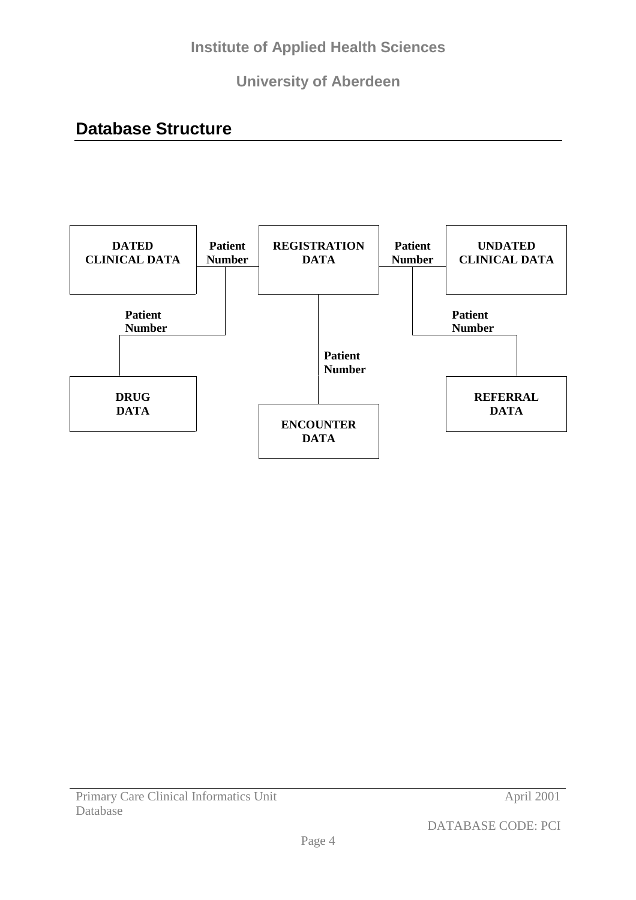Institute of Applied Health Sciences

University of Aberdeen

## Database Structure

DATED CLINICAL DATA

Patient Number

REGISTRATION DATA

Patient Number

UNDATED CLINICAL DATA

Patient Number

Patient Number

Patient Number

DRUG DATA

ENCOUNTER DATA

REFERRAL DATA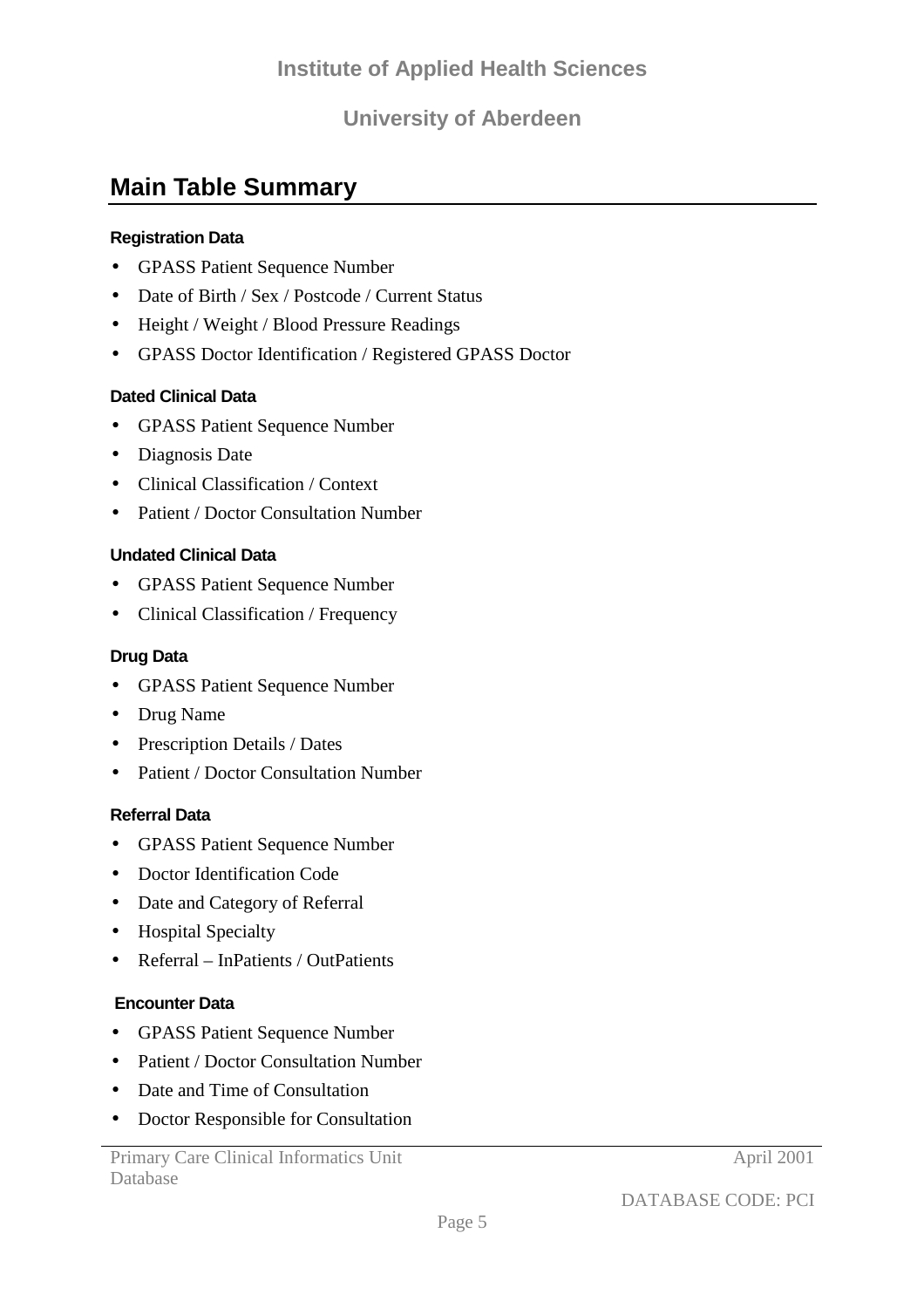## Main Table Summary

#### Registration Data

- GPASS Patient Sequence Number
- Date of Birth / Sex / Postcode / Current Status
- Height / Weight / Blood Pressure Readings
- GPASS Doctor Identification / Registered GPASS Doctor

#### Dated Clinical Data

- GPASS Patient Sequence Number
- Diagnosis Date
- Clinical Classification / Context
- Patient / Doctor Consultation Number

#### Undated Clinical Data

- GPASS Patient Sequence Number
- Clinical Classification / Frequency

#### Drug Data

- GPASS Patient Sequence Number
- Drug Name
- Prescription Details / Dates
- Patient / Doctor Consultation Number

#### Referral Data

- GPASS Patient Sequence Number
- Doctor Identification Code
- Date and Category of Referral
- Hospital Specialty
- Referral – InPatients / OutPatients

#### Encounter Data

- GPASS Patient Sequence Number
- Patient / Doctor Consultation Number
- Date and Time of Consultation
- Doctor Responsible for Consultation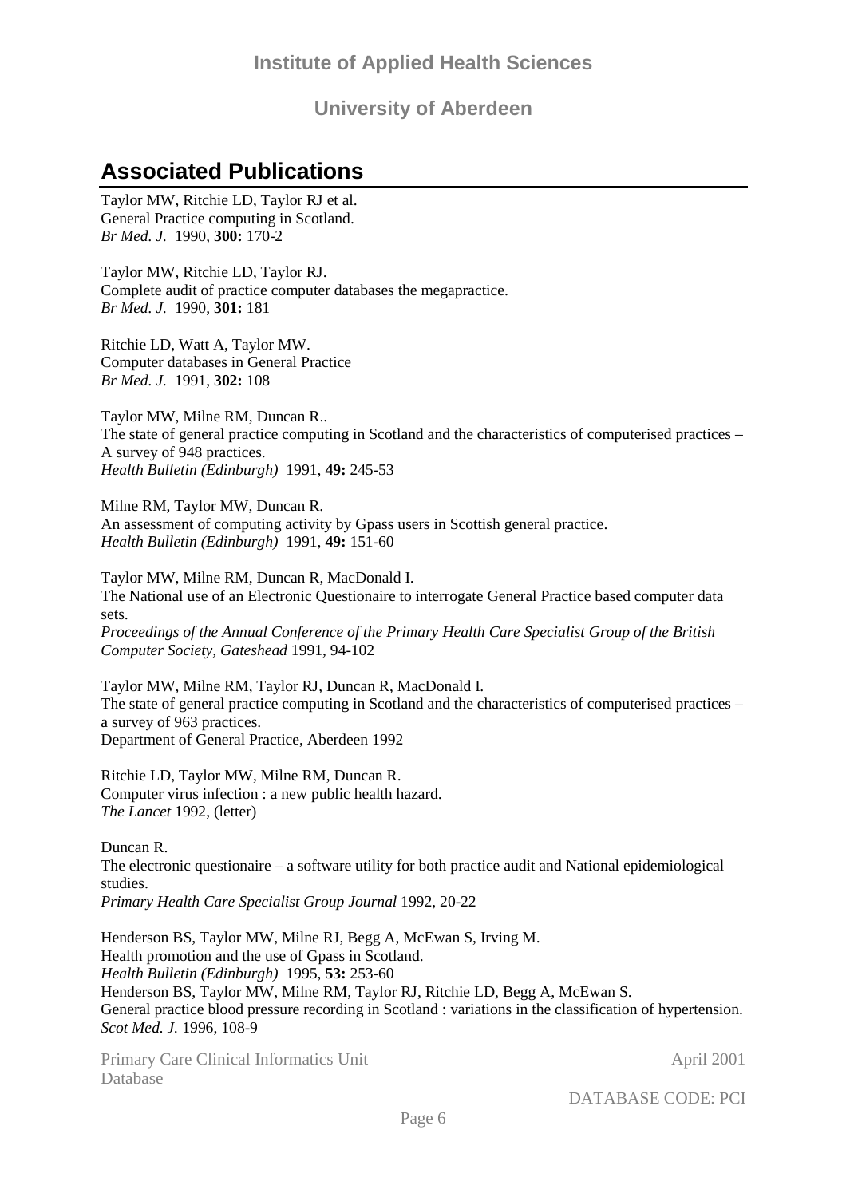## Associated Publications

Taylor MW, Ritchie LD, Taylor RJ et al.
General Practice computing in Scotland.
*Br Med. J.* 1990, **300:** 170-2

Taylor MW, Ritchie LD, Taylor RJ.
Complete audit of practice computer databases the megapractice.
*Br Med. J.* 1990, **301:** 181

Ritchie LD, Watt A, Taylor MW.
Computer databases in General Practice
*Br Med. J.* 1991, **302:** 108

Taylor MW, Milne RM, Duncan R..
The state of general practice computing in Scotland and the characteristics of computerised practices – A survey of 948 practices.
*Health Bulletin (Edinburgh)* 1991, **49:** 245-53

Milne RM, Taylor MW, Duncan R.
An assessment of computing activity by Gpass users in Scottish general practice.
*Health Bulletin (Edinburgh)* 1991, **49:** 151-60

Taylor MW, Milne RM, Duncan R, MacDonald I.
The National use of an Electronic Questionaire to interrogate General Practice based computer data sets.
*Proceedings of the Annual Conference of the Primary Health Care Specialist Group of the British Computer Society, Gateshead* 1991, 94-102

Taylor MW, Milne RM, Taylor RJ, Duncan R, MacDonald I.
The state of general practice computing in Scotland and the characteristics of computerised practices – a survey of 963 practices.
Department of General Practice, Aberdeen 1992

Ritchie LD, Taylor MW, Milne RM, Duncan R.
Computer virus infection : a new public health hazard.
*The Lancet* 1992, (letter)

Duncan R.
The electronic questionaire – a software utility for both practice audit and National epidemiological studies.
*Primary Health Care Specialist Group Journal* 1992, 20-22

Henderson BS, Taylor MW, Milne RJ, Begg A, McEwan S, Irving M.
Health promotion and the use of Gpass in Scotland.
*Health Bulletin (Edinburgh)* 1995, **53:** 253-60
Henderson BS, Taylor MW, Milne RM, Taylor RJ, Ritchie LD, Begg A, McEwan S.
General practice blood pressure recording in Scotland : variations in the classification of hypertension.
*Scot Med. J.* 1996, 108-9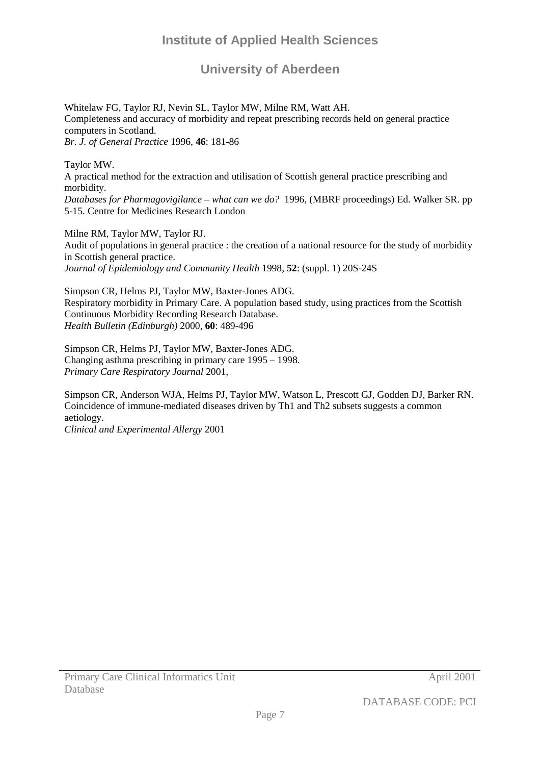Whitelaw FG, Taylor RJ, Nevin SL, Taylor MW, Milne RM, Watt AH.
Completeness and accuracy of morbidity and repeat prescribing records held on general practice computers in Scotland.
*Br. J. of General Practice* 1996, **46**: 181-86

Taylor MW.
A practical method for the extraction and utilisation of Scottish general practice prescribing and morbidity.
*Databases for Pharmagovigilance – what can we do?* 1996, (MBRF proceedings) Ed. Walker SR. pp 5-15. Centre for Medicines Research London

Milne RM, Taylor MW, Taylor RJ.
Audit of populations in general practice : the creation of a national resource for the study of morbidity in Scottish general practice.
*Journal of Epidemiology and Community Health* 1998, **52**: (suppl. 1) 20S-24S

Simpson CR, Helms PJ, Taylor MW, Baxter-Jones ADG.
Respiratory morbidity in Primary Care. A population based study, using practices from the Scottish Continuous Morbidity Recording Research Database.
*Health Bulletin (Edinburgh)* 2000, **60**: 489-496

Simpson CR, Helms PJ, Taylor MW, Baxter-Jones ADG.
Changing asthma prescribing in primary care 1995 – 1998.
*Primary Care Respiratory Journal* 2001,

Simpson CR, Anderson WJA, Helms PJ, Taylor MW, Watson L, Prescott GJ, Godden DJ, Barker RN.
Coincidence of immune-mediated diseases driven by Th1 and Th2 subsets suggests a common aetiology.
*Clinical and Experimental Allergy* 2001